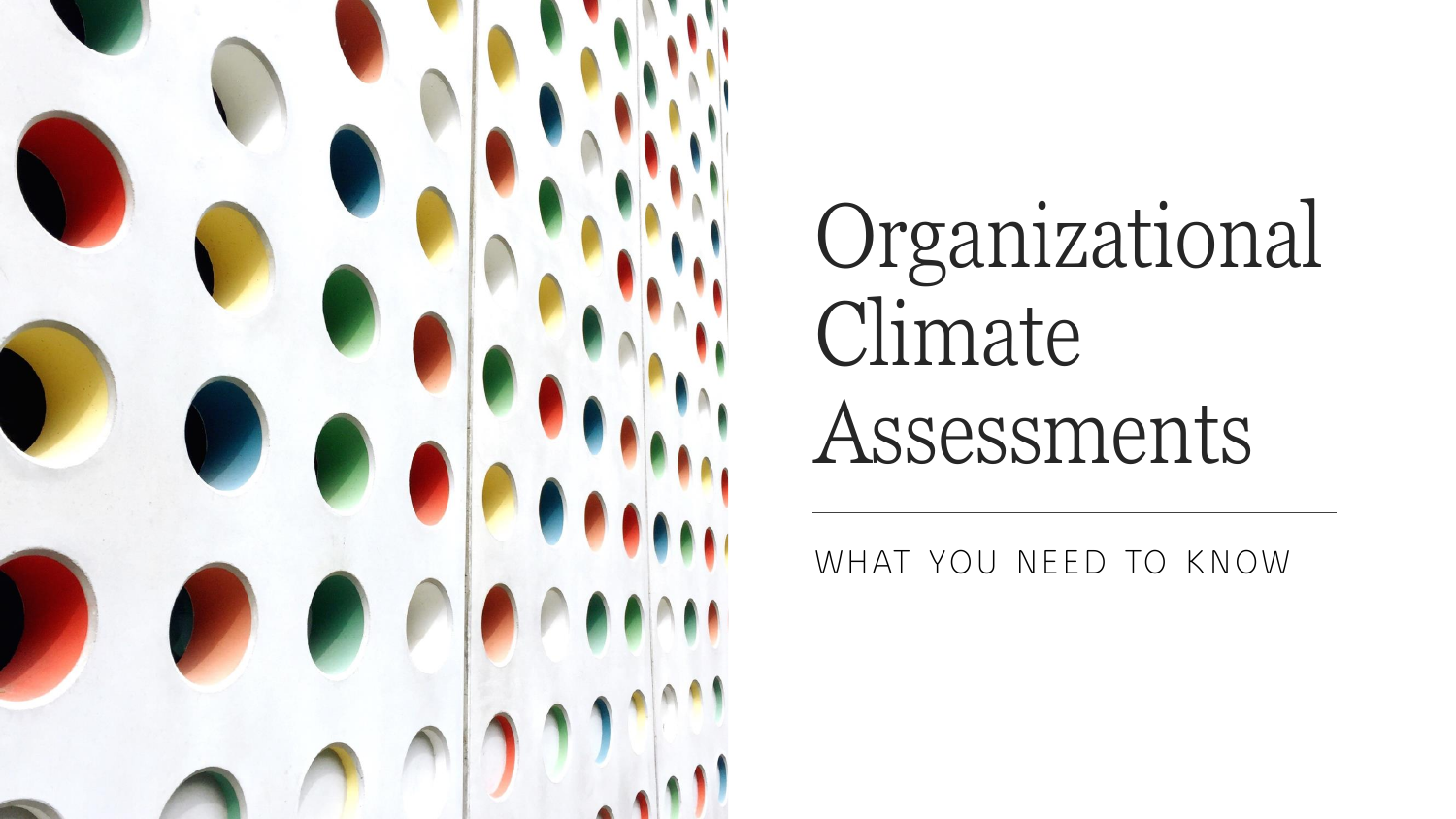# Organizational Climate Assessments

WHAT YOU NEED TO KNOW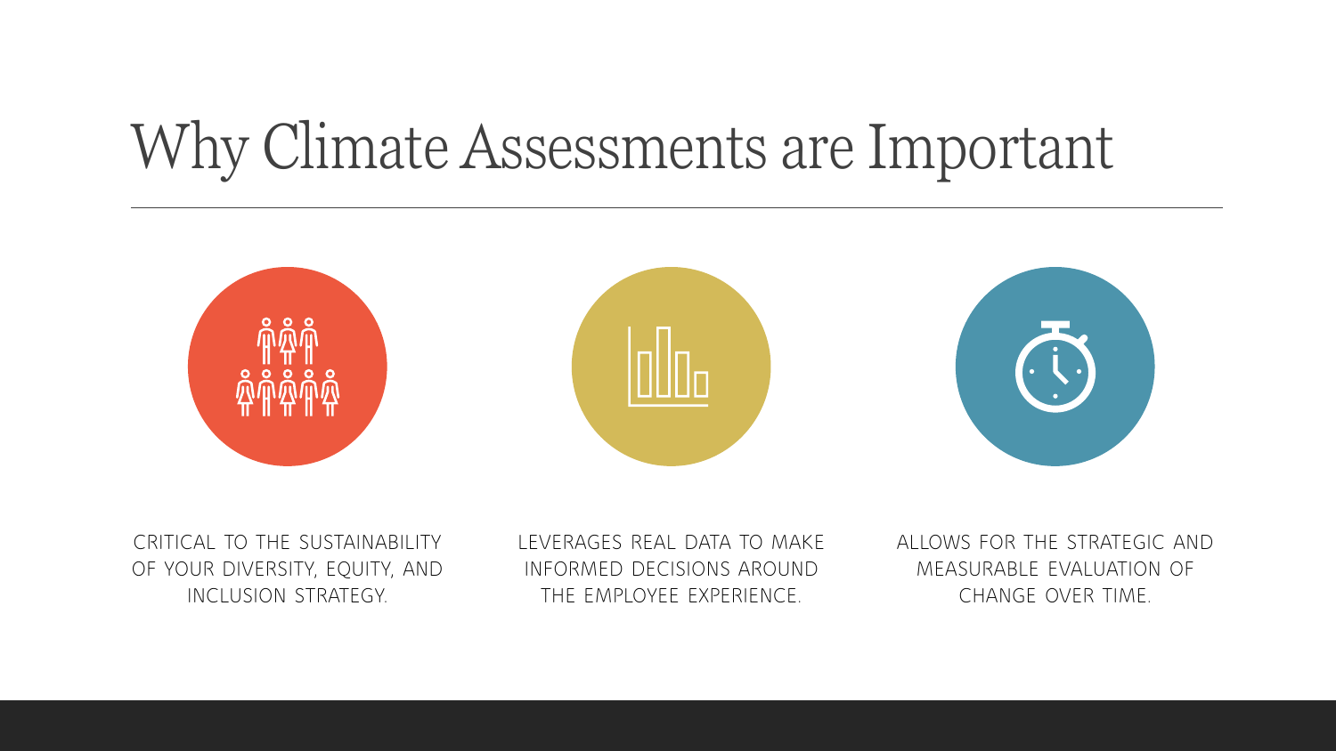# Why Climate Assessments are Important

CRITICAL TO THE SUSTAINABILITY OF YOUR DIVERSITY, EQUITY, AND INCLUSION STRATEGY.

LEVERAGES REAL DATA TO MAKE INFORMED DECISIONS AROUND THE EMPLOYEE EXPERIENCE.

ALLOWS FOR THE STRATEGIC AND MEASURABLE EVALUATION OF CHANGE OVER TIME.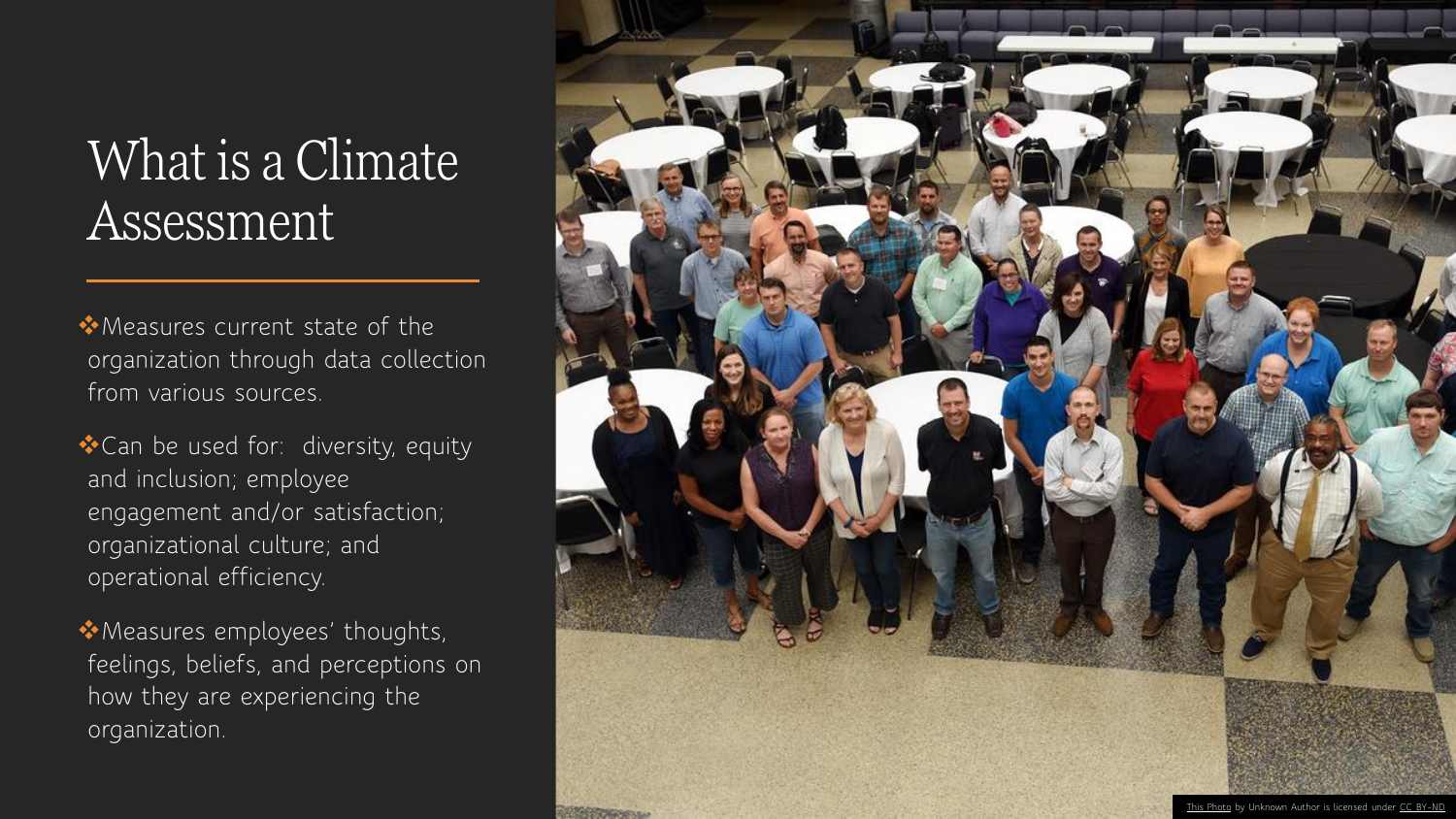# What is a Climate Assessment

- Measures current state of the organization through data collection from various sources.
- Can be used for:  diversity, equity and inclusion; employee engagement and/or satisfaction; organizational culture; and operational efficiency.
- Measures employees' thoughts, feelings, beliefs, and perceptions on how they are experiencing the organization.

This Photo by Unknown Author is licensed under CC BY-ND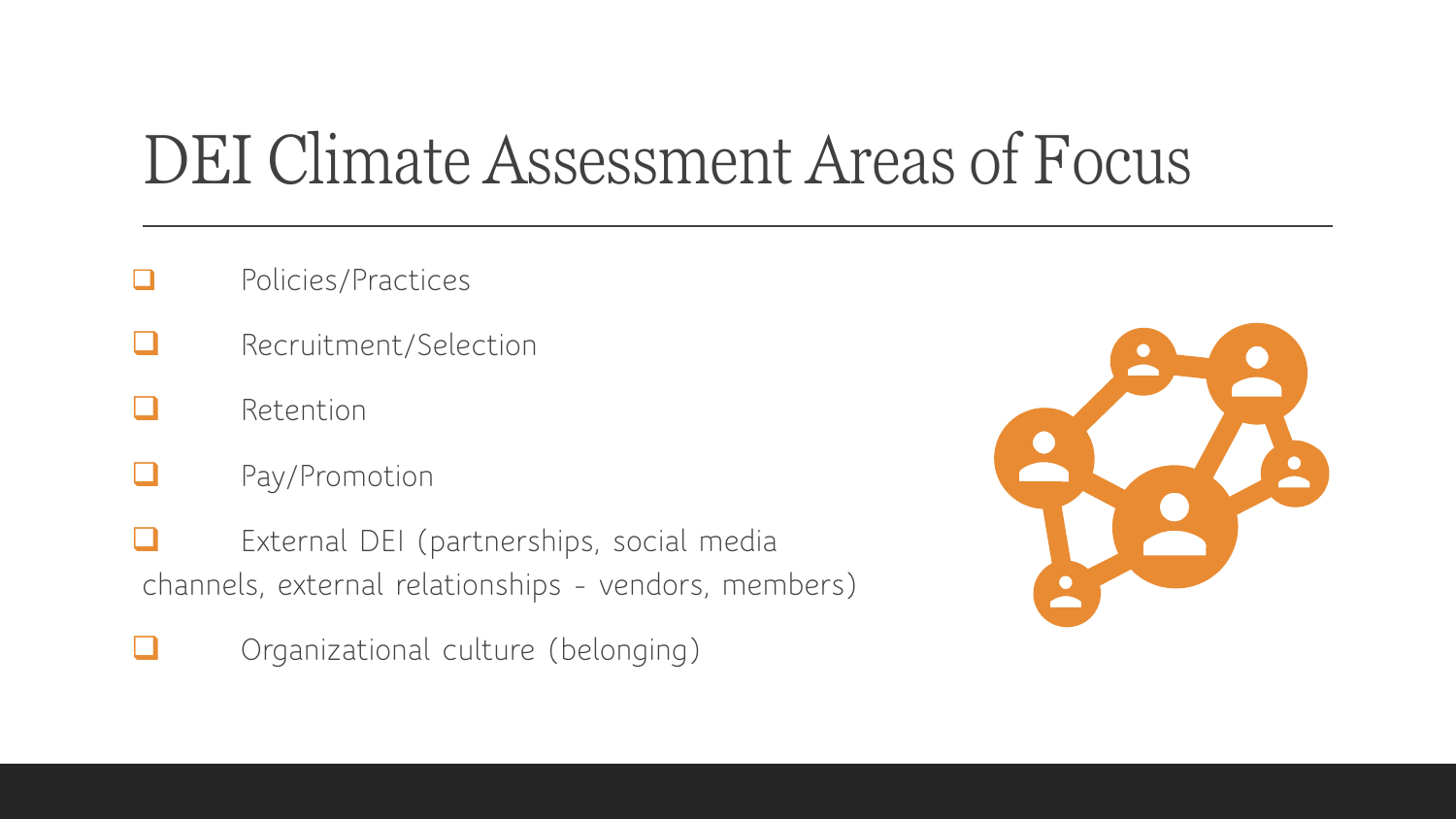# DEI Climate Assessment Areas of Focus

- [ ] Policies/Practices
- [ ] Recruitment/Selection
- [ ] Retention
- [ ] Pay/Promotion
- [ ] External DEI (partnerships, social media channels, external relationships - vendors, members)
- [ ] Organizational culture (belonging)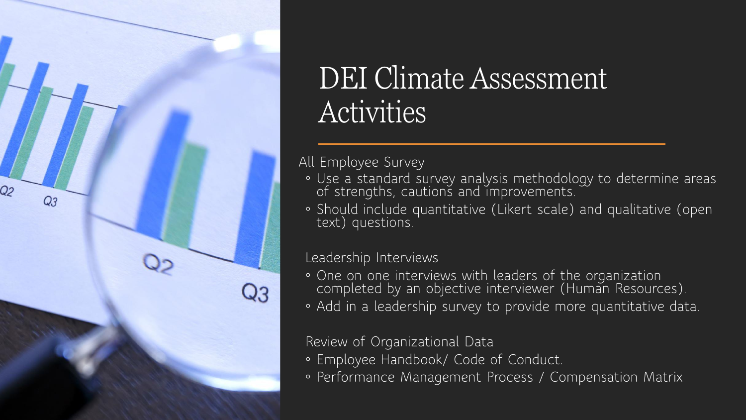# DEI Climate Assessment Activities

All Employee Survey

- Use a standard survey analysis methodology to determine areas of strengths, cautions and improvements.
- Should include quantitative (Likert scale) and qualitative (open text) questions.

Leadership Interviews

- One on one interviews with leaders of the organization completed by an objective interviewer (Human Resources).
- Add in a leadership survey to provide more quantitative data.

Review of Organizational Data

- Employee Handbook/ Code of Conduct.
- Performance Management Process / Compensation Matrix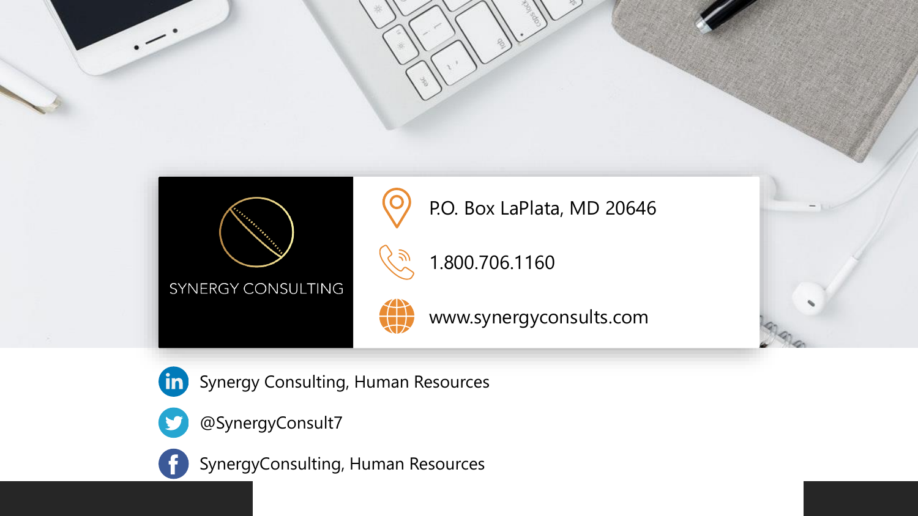SYNERGY CONSULTING

P.O. Box LaPlata, MD 20646

1.800.706.1160

www.synergyconsults.com

Synergy Consulting, Human Resources

@SynergyConsult7

SynergyConsulting, Human Resources